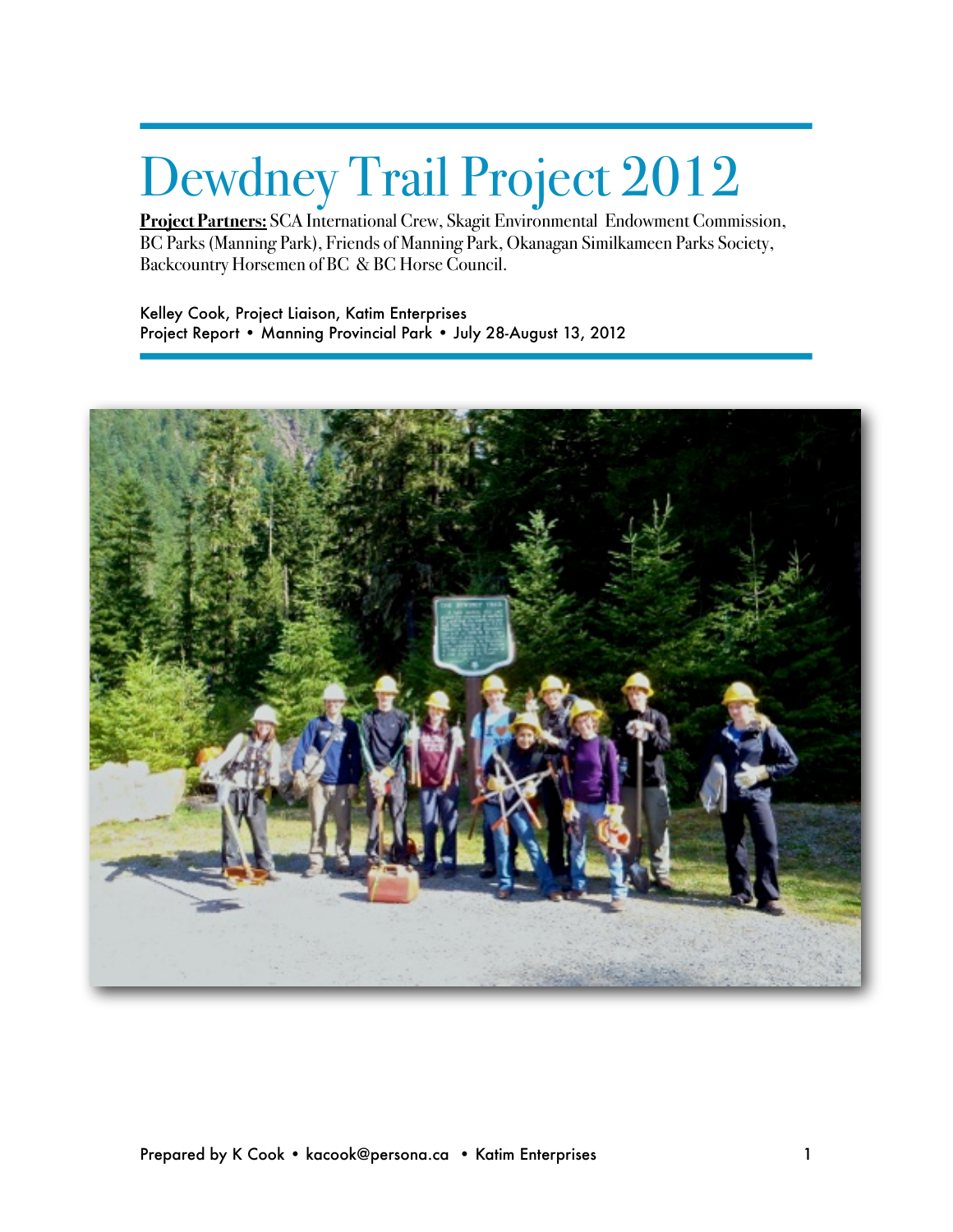# Dewdney Trail Project 2012

**Project Partners:** SCA International Crew, Skagit Environmental Endowment Commission, BC Parks (Manning Park), Friends of Manning Park, Okanagan Similkameen Parks Society, Backcountry Horsemen of BC & BC Horse Council.

Kelley Cook, Project Liaison, Katim Enterprises
Project Report • Manning Provincial Park • July 28-August 13, 2012

Prepared by K Cook • kacook@persona.ca • Katim Enterprises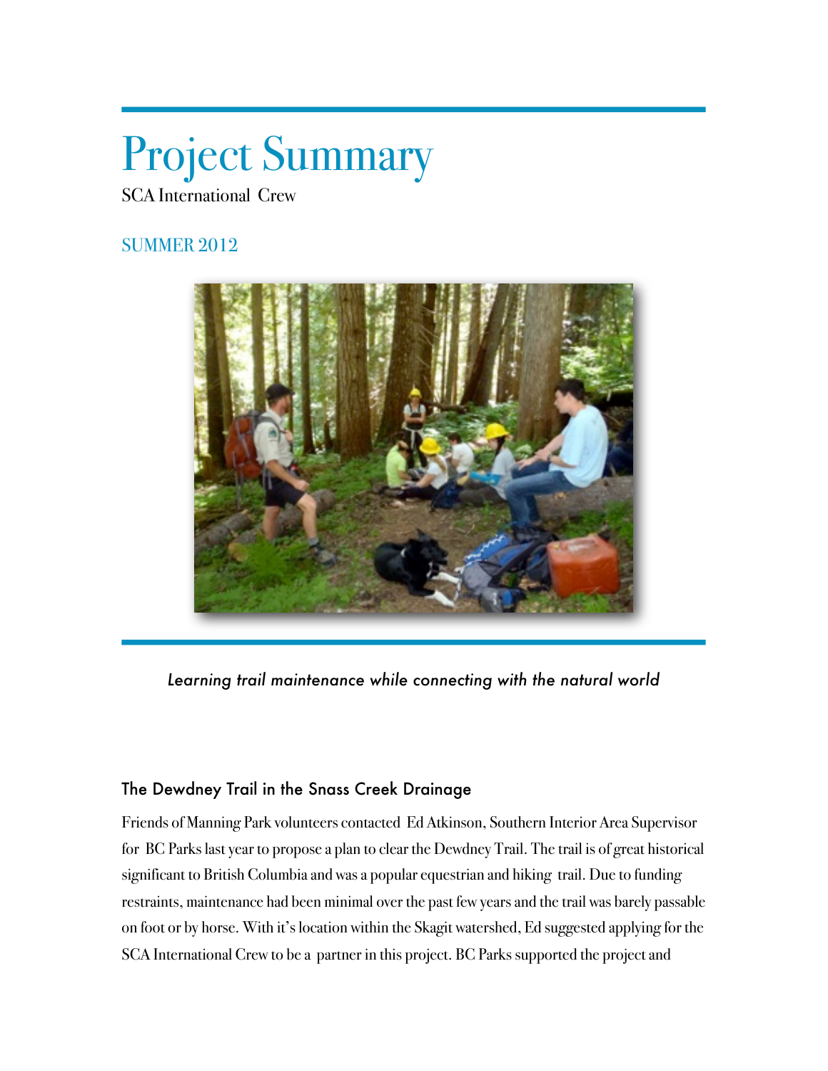# Project Summary

SCA International Crew

SUMMER 2012

*Learning trail maintenance while connecting with the natural world*

### The Dewdney Trail in the Snass Creek Drainage

Friends of Manning Park volunteers contacted Ed Atkinson, Southern Interior Area Supervisor for BC Parks last year to propose a plan to clear the Dewdney Trail. The trail is of great historical significant to British Columbia and was a popular equestrian and hiking trail. Due to funding restraints, maintenance had been minimal over the past few years and the trail was barely passable on foot or by horse. With it's location within the Skagit watershed, Ed suggested applying for the SCA International Crew to be a partner in this project. BC Parks supported the project and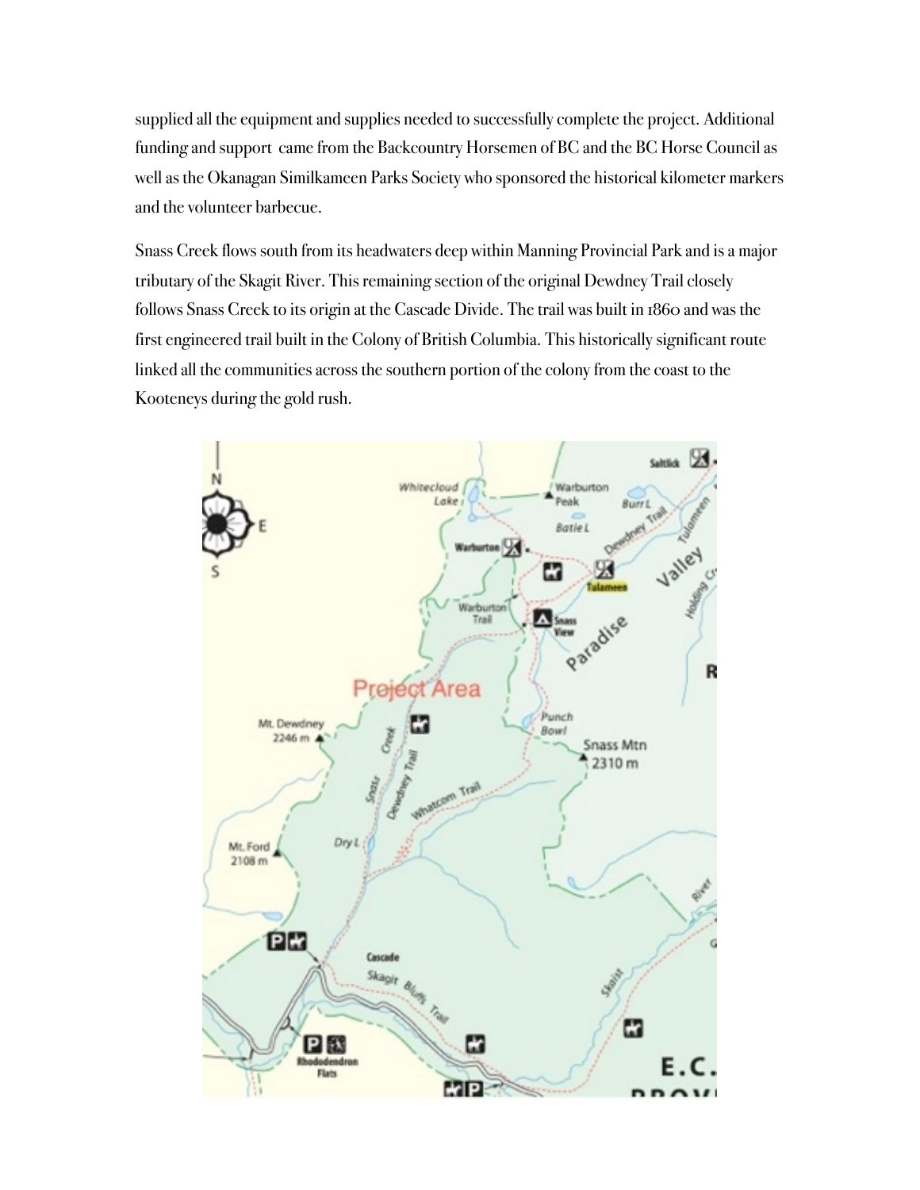supplied all the equipment and supplies needed to successfully complete the project. Additional funding and support came from the Backcountry Horsemen of BC and the BC Horse Council as well as the Okanagan Similkameen Parks Society who sponsored the historical kilometer markers and the volunteer barbecue.

Snass Creek flows south from its headwaters deep within Manning Provincial Park and is a major tributary of the Skagit River. This remaining section of the original Dewdney Trail closely follows Snass Creek to its origin at the Cascade Divide. The trail was built in 1860 and was the first engineered trail built in the Colony of British Columbia. This historically significant route linked all the communities across the southern portion of the colony from the coast to the Kooteneys during the gold rush.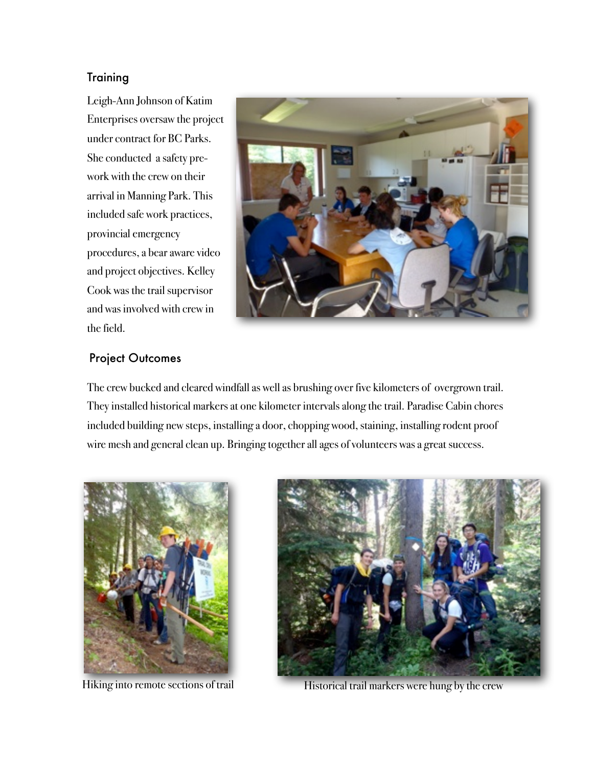## Training

Leigh-Ann Johnson of Katim Enterprises oversaw the project under contract for BC Parks. She conducted a safety pre-work with the crew on their arrival in Manning Park. This included safe work practices, provincial emergency procedures, a bear aware video and project objectives. Kelley Cook was the trail supervisor and was involved with crew in the field.

## Project Outcomes

The crew bucked and cleared windfall as well as brushing over five kilometers of overgrown trail. They installed historical markers at one kilometer intervals along the trail. Paradise Cabin chores included building new steps, installing a door, chopping wood, staining, installing rodent proof wire mesh and general clean up. Bringing together all ages of volunteers was a great success.

Hiking into remote sections of trail

Historical trail markers were hung by the crew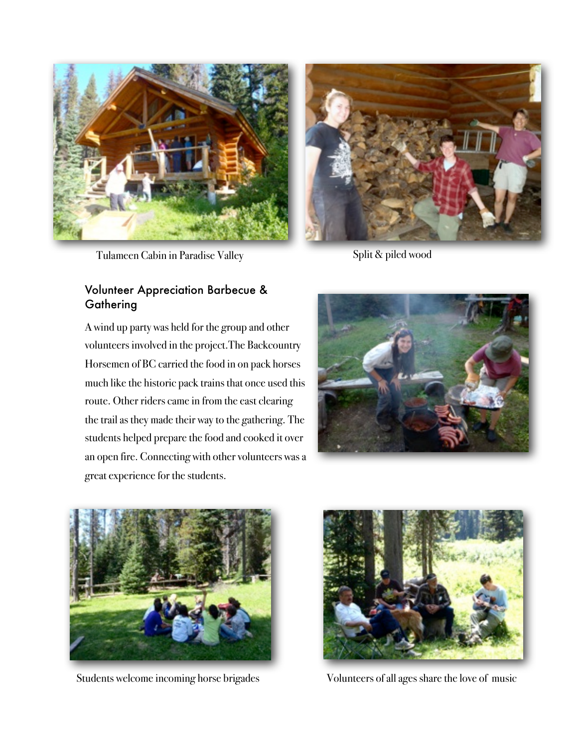Tulameen Cabin in Paradise Valley

Split & piled wood

### Volunteer Appreciation Barbecue & Gathering

A wind up party was held for the group and other volunteers involved in the project.The Backcountry Horsemen of BC carried the food in on pack horses much like the historic pack trains that once used this route. Other riders came in from the east clearing the trail as they made their way to the gathering. The students helped prepare the food and cooked it over an open fire. Connecting with other volunteers was a great experience for the students.

Students welcome incoming horse brigades

Volunteers of all ages share the love of music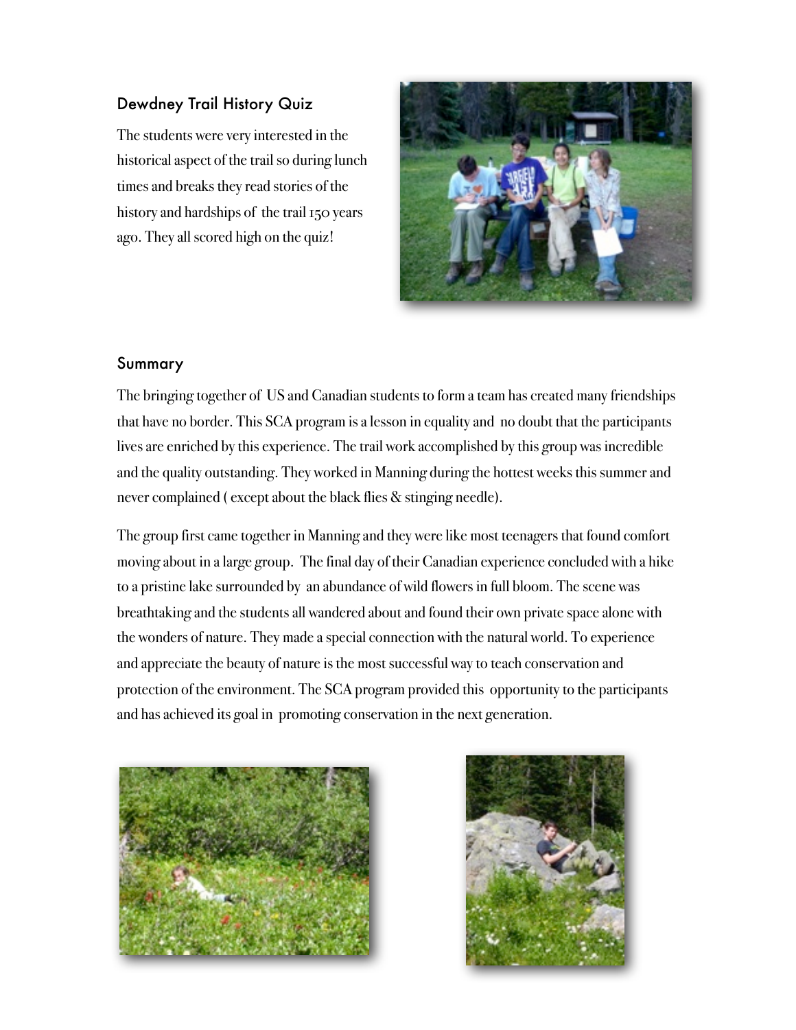## Dewdney Trail History Quiz

The students were very interested in the historical aspect of the trail so during lunch times and breaks they read stories of the history and hardships of the trail 150 years ago. They all scored high on the quiz!

## Summary

The bringing together of US and Canadian students to form a team has created many friendships that have no border. This SCA program is a lesson in equality and no doubt that the participants lives are enriched by this experience. The trail work accomplished by this group was incredible and the quality outstanding. They worked in Manning during the hottest weeks this summer and never complained ( except about the black flies & stinging needle).

The group first came together in Manning and they were like most teenagers that found comfort moving about in a large group. The final day of their Canadian experience concluded with a hike to a pristine lake surrounded by an abundance of wild flowers in full bloom. The scene was breathtaking and the students all wandered about and found their own private space alone with the wonders of nature. They made a special connection with the natural world. To experience and appreciate the beauty of nature is the most successful way to teach conservation and protection of the environment. The SCA program provided this opportunity to the participants and has achieved its goal in promoting conservation in the next generation.